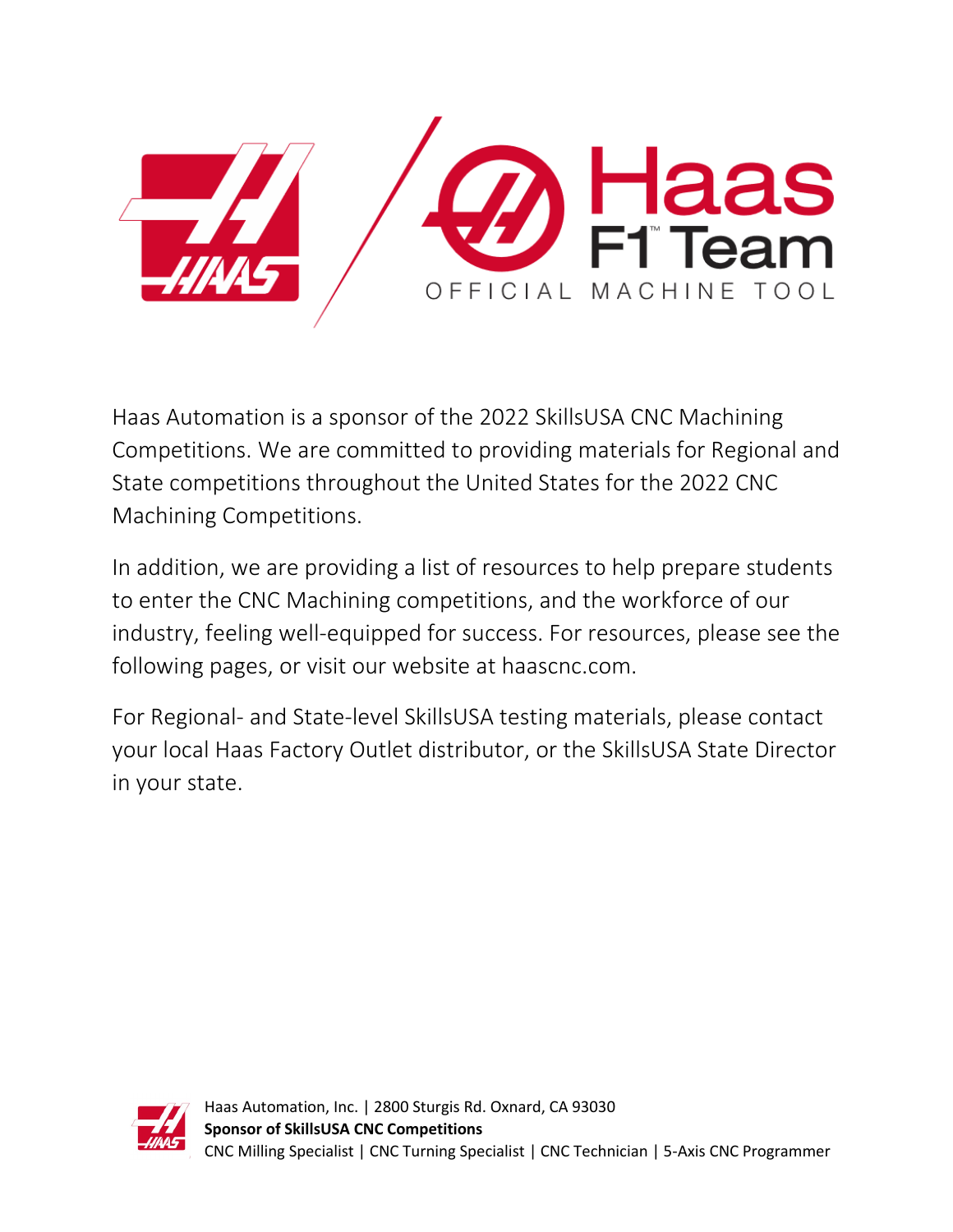Haas Automation is a sponsor of the 2022 SkillsUSA CNC Machining Competitions. We are committed to providing materials for Regional and State competitions throughout the United States for the 2022 CNC Machining Competitions.

In addition, we are providing a list of resources to help prepare students to enter the CNC Machining competitions, and the workforce of our industry, feeling well-equipped for success. For resources, please see the following pages, or visit our website at haascnc.com.

For Regional- and State-level SkillsUSA testing materials, please contact your local Haas Factory Outlet distributor, or the SkillsUSA State Director in your state.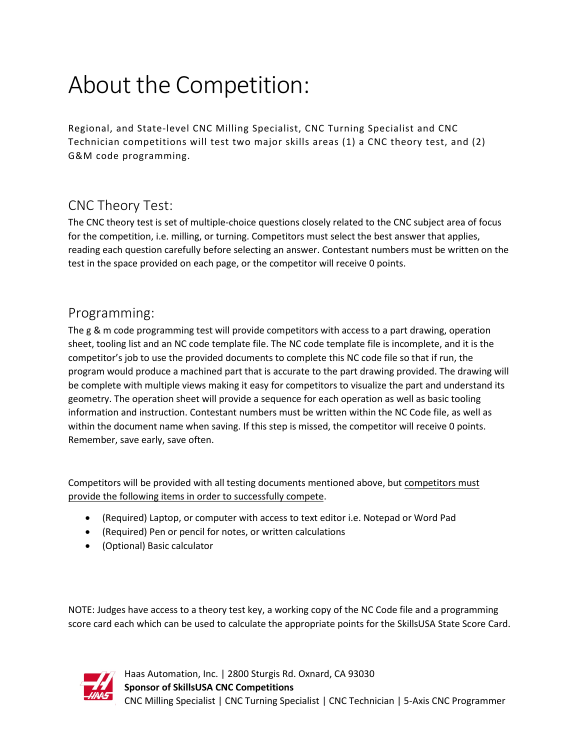# About the Competition:

Regional, and State-level CNC Milling Specialist, CNC Turning Specialist and CNC Technician competitions will test two major skills areas (1) a CNC theory test, and (2) G&M code programming.

## CNC Theory Test:

The CNC theory test is set of multiple-choice questions closely related to the CNC subject area of focus for the competition, i.e. milling, or turning. Competitors must select the best answer that applies, reading each question carefully before selecting an answer. Contestant numbers must be written on the test in the space provided on each page, or the competitor will receive 0 points.

## Programming:

The g & m code programming test will provide competitors with access to a part drawing, operation sheet, tooling list and an NC code template file. The NC code template file is incomplete, and it is the competitor's job to use the provided documents to complete this NC code file so that if run, the program would produce a machined part that is accurate to the part drawing provided. The drawing will be complete with multiple views making it easy for competitors to visualize the part and understand its geometry. The operation sheet will provide a sequence for each operation as well as basic tooling information and instruction. Contestant numbers must be written within the NC Code file, as well as within the document name when saving. If this step is missed, the competitor will receive 0 points. Remember, save early, save often.

Competitors will be provided with all testing documents mentioned above, but competitors must provide the following items in order to successfully compete.

- (Required) Laptop, or computer with access to text editor i.e. Notepad or Word Pad
- (Required) Pen or pencil for notes, or written calculations
- (Optional) Basic calculator

NOTE: Judges have access to a theory test key, a working copy of the NC Code file and a programming score card each which can be used to calculate the appropriate points for the SkillsUSA State Score Card.

Haas Automation, Inc. | 2800 Sturgis Rd. Oxnard, CA 93030
**Sponsor of SkillsUSA CNC Competitions**
CNC Milling Specialist | CNC Turning Specialist | CNC Technician | 5-Axis CNC Programmer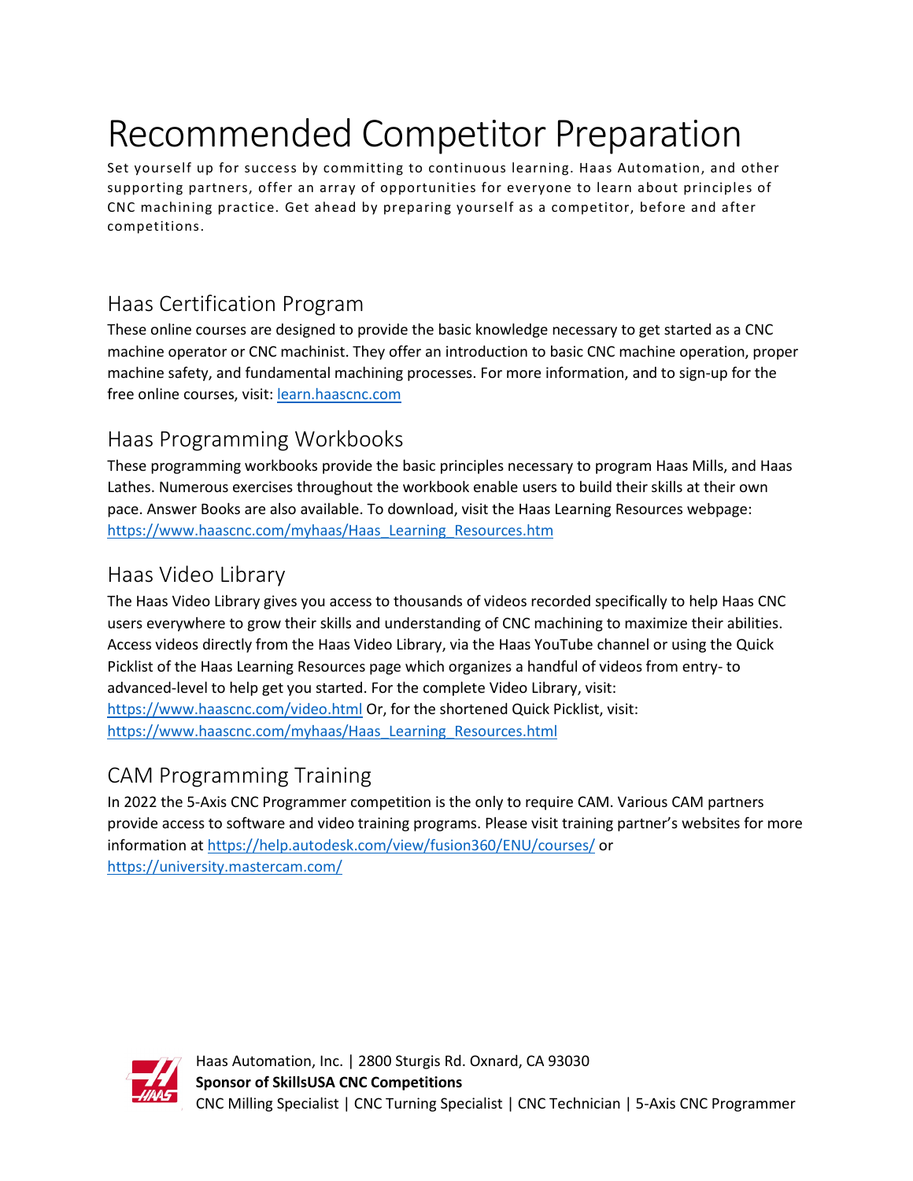# Recommended Competitor Preparation

Set yourself up for success by committing to continuous learning. Haas Automation, and other supporting partners, offer an array of opportunities for everyone to learn about principles of CNC machining practice. Get ahead by preparing yourself as a competitor, before and after competitions.

## Haas Certification Program

These online courses are designed to provide the basic knowledge necessary to get started as a CNC machine operator or CNC machinist. They offer an introduction to basic CNC machine operation, proper machine safety, and fundamental machining processes. For more information, and to sign-up for the free online courses, visit: [learn.haascnc.com](learn.haascnc.com)

## Haas Programming Workbooks

These programming workbooks provide the basic principles necessary to program Haas Mills, and Haas Lathes. Numerous exercises throughout the workbook enable users to build their skills at their own pace. Answer Books are also available. To download, visit the Haas Learning Resources webpage: https://www.haascnc.com/myhaas/Haas_Learning_Resources.htm

## Haas Video Library

The Haas Video Library gives you access to thousands of videos recorded specifically to help Haas CNC users everywhere to grow their skills and understanding of CNC machining to maximize their abilities. Access videos directly from the Haas Video Library, via the Haas YouTube channel or using the Quick Picklist of the Haas Learning Resources page which organizes a handful of videos from entry- to advanced-level to help get you started. For the complete Video Library, visit: https://www.haascnc.com/video.html Or, for the shortened Quick Picklist, visit: https://www.haascnc.com/myhaas/Haas_Learning_Resources.html

## CAM Programming Training

In 2022 the 5-Axis CNC Programmer competition is the only to require CAM. Various CAM partners provide access to software and video training programs. Please visit training partner's websites for more information at https://help.autodesk.com/view/fusion360/ENU/courses/ or https://university.mastercam.com/